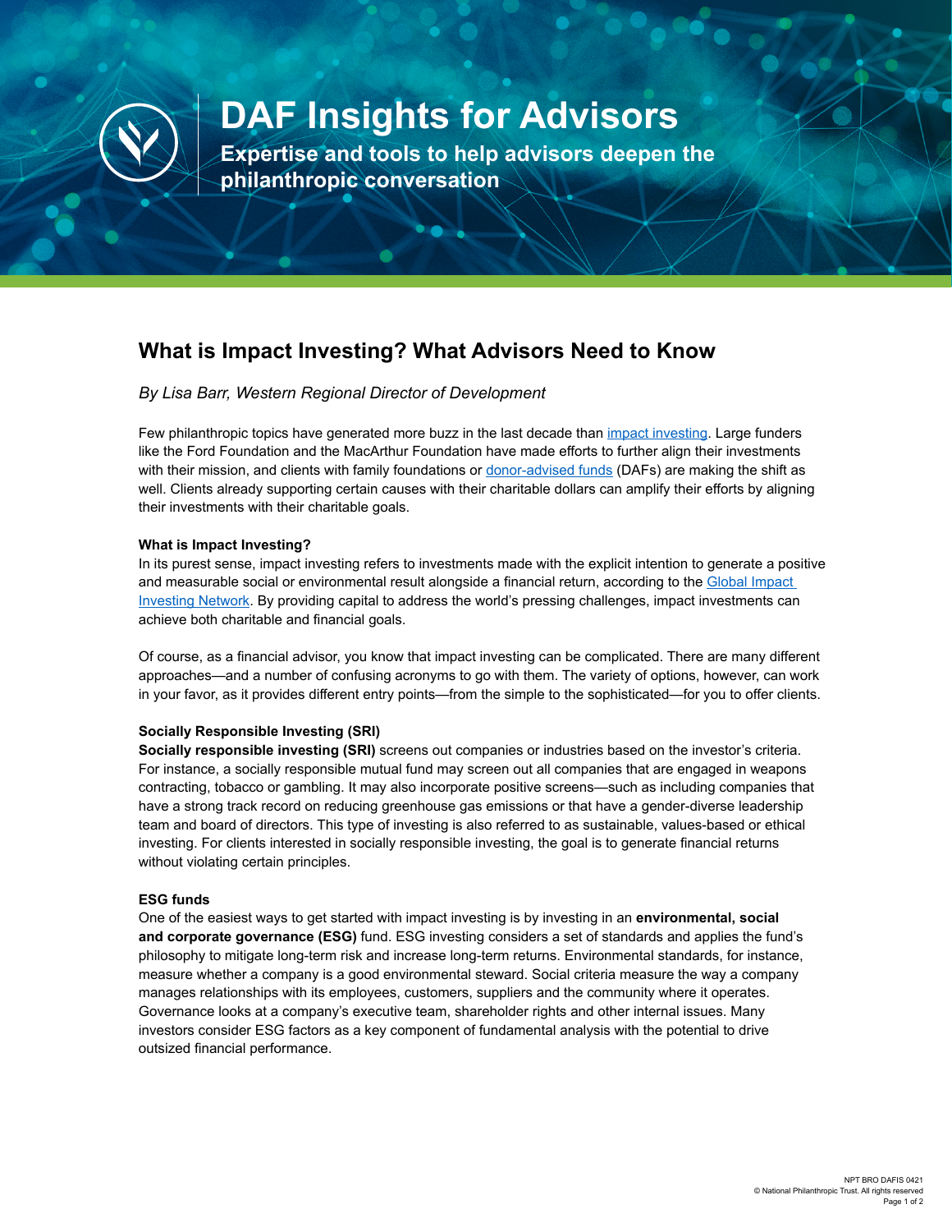# DAF Insights for Advisors

**Expertise and tools to help advisors deepen the philanthropic conversation**

## What is Impact Investing? What Advisors Need to Know

*By Lisa Barr, Western Regional Director of Development*

Few philanthropic topics have generated more buzz in the last decade than impact investing. Large funders like the Ford Foundation and the MacArthur Foundation have made efforts to further align their investments with their mission, and clients with family foundations or donor-advised funds (DAFs) are making the shift as well. Clients already supporting certain causes with their charitable dollars can amplify their efforts by aligning their investments with their charitable goals.

**What is Impact Investing?**

In its purest sense, impact investing refers to investments made with the explicit intention to generate a positive and measurable social or environmental result alongside a financial return, according to the Global Impact Investing Network. By providing capital to address the world's pressing challenges, impact investments can achieve both charitable and financial goals.

Of course, as a financial advisor, you know that impact investing can be complicated. There are many different approaches—and a number of confusing acronyms to go with them. The variety of options, however, can work in your favor, as it provides different entry points—from the simple to the sophisticated—for you to offer clients.

**Socially Responsible Investing (SRI)**

**Socially responsible investing (SRI)** screens out companies or industries based on the investor's criteria. For instance, a socially responsible mutual fund may screen out all companies that are engaged in weapons contracting, tobacco or gambling. It may also incorporate positive screens—such as including companies that have a strong track record on reducing greenhouse gas emissions or that have a gender-diverse leadership team and board of directors. This type of investing is also referred to as sustainable, values-based or ethical investing. For clients interested in socially responsible investing, the goal is to generate financial returns without violating certain principles.

**ESG funds**

One of the easiest ways to get started with impact investing is by investing in an **environmental, social and corporate governance (ESG)** fund. ESG investing considers a set of standards and applies the fund's philosophy to mitigate long-term risk and increase long-term returns. Environmental standards, for instance, measure whether a company is a good environmental steward. Social criteria measure the way a company manages relationships with its employees, customers, suppliers and the community where it operates. Governance looks at a company's executive team, shareholder rights and other internal issues. Many investors consider ESG factors as a key component of fundamental analysis with the potential to drive outsized financial performance.

NPT BRO DAFIS 0421
© National Philanthropic Trust. All rights reserved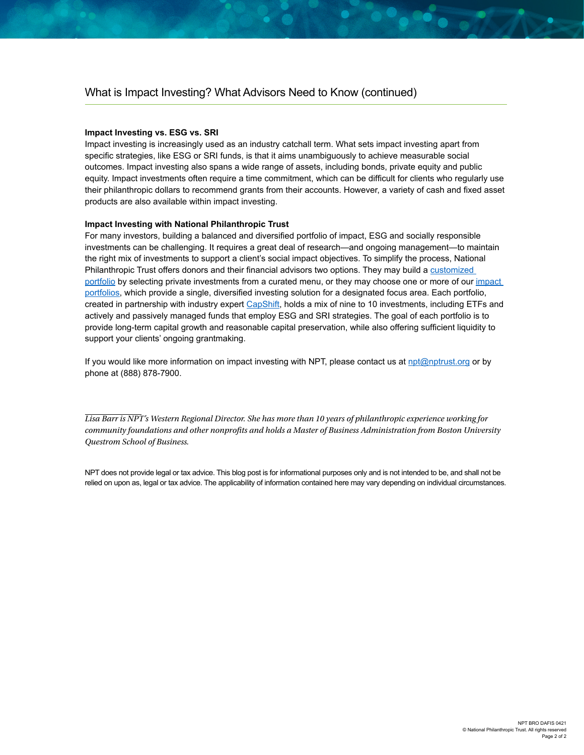## What is Impact Investing? What Advisors Need to Know (continued)

**Impact Investing vs. ESG vs. SRI**

Impact investing is increasingly used as an industry catchall term. What sets impact investing apart from specific strategies, like ESG or SRI funds, is that it aims unambiguously to achieve measurable social outcomes. Impact investing also spans a wide range of assets, including bonds, private equity and public equity. Impact investments often require a time commitment, which can be difficult for clients who regularly use their philanthropic dollars to recommend grants from their accounts. However, a variety of cash and fixed asset products are also available within impact investing.

**Impact Investing with National Philanthropic Trust**

For many investors, building a balanced and diversified portfolio of impact, ESG and socially responsible investments can be challenging. It requires a great deal of research—and ongoing management—to maintain the right mix of investments to support a client's social impact objectives. To simplify the process, National Philanthropic Trust offers donors and their financial advisors two options. They may build a customized portfolio by selecting private investments from a curated menu, or they may choose one or more of our impact portfolios, which provide a single, diversified investing solution for a designated focus area. Each portfolio, created in partnership with industry expert CapShift, holds a mix of nine to 10 investments, including ETFs and actively and passively managed funds that employ ESG and SRI strategies. The goal of each portfolio is to provide long-term capital growth and reasonable capital preservation, while also offering sufficient liquidity to support your clients' ongoing grantmaking.

If you would like more information on impact investing with NPT, please contact us at npt@nptrust.org or by phone at (888) 878-7900.

---

*Lisa Barr is NPT's Western Regional Director. She has more than 10 years of philanthropic experience working for community foundations and other nonprofits and holds a Master of Business Administration from Boston University Questrom School of Business.*

NPT does not provide legal or tax advice. This blog post is for informational purposes only and is not intended to be, and shall not be relied on upon as, legal or tax advice. The applicability of information contained here may vary depending on individual circumstances.

NPT BRO DAFIS 0421
© National Philanthropic Trust. All rights reserved